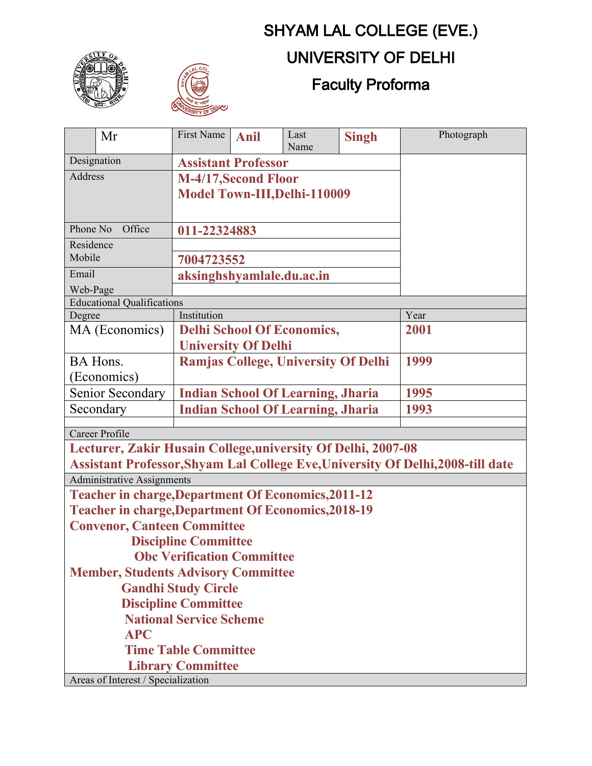# SHYAM LAL COLLEGE (EVE.)

# UNIVERSITY OF DELHI

## Faculty Proforma

| | Mr | First Name | **Anil** | Last Name | **Singh** | Photograph |
|---|---|---|---|---|---|---|
| Designation | | **Assistant Professor** | | | | |
| Address | | **M-4/17,Second Floor<br>Model Town-III,Delhi-110009** | | | | |
| Phone No Office | | **011-22324883** | | | | |
| Residence | | | | | | |
| Mobile | | **7004723552** | | | | |
| Email | | **aksinghshyamlale.du.ac.in** | | | | |
| Web-Page | | | | | | |

**Educational Qualifications**

| Degree | Institution | Year |
|---|---|---|
| MA (Economics) | **Delhi School Of Economics, University Of Delhi** | **2001** |
| BA Hons. (Economics) | **Ramjas College, University Of Delhi** | **1999** |
| Senior Secondary | **Indian School Of Learning, Jharia** | **1995** |
| Secondary | **Indian School Of Learning, Jharia** | **1993** |
| | | |

**Career Profile**

**Lecturer, Zakir Husain College,university Of Delhi, 2007-08**
**Assistant Professor,Shyam Lal College Eve,University Of Delhi,2008-till date**

**Administrative Assignments**

**Teacher in charge,Department Of Economics,2011-12**
**Teacher in charge,Department Of Economics,2018-19**
**Convenor, Canteen Committee**
**Discipline Committee**
**Obc Verification Committee**
**Member, Students Advisory Committee**
**Gandhi Study Circle**
**Discipline Committee**
**National Service Scheme**
**APC**
**Time Table Committee**
**Library Committee**

**Areas of Interest / Specialization**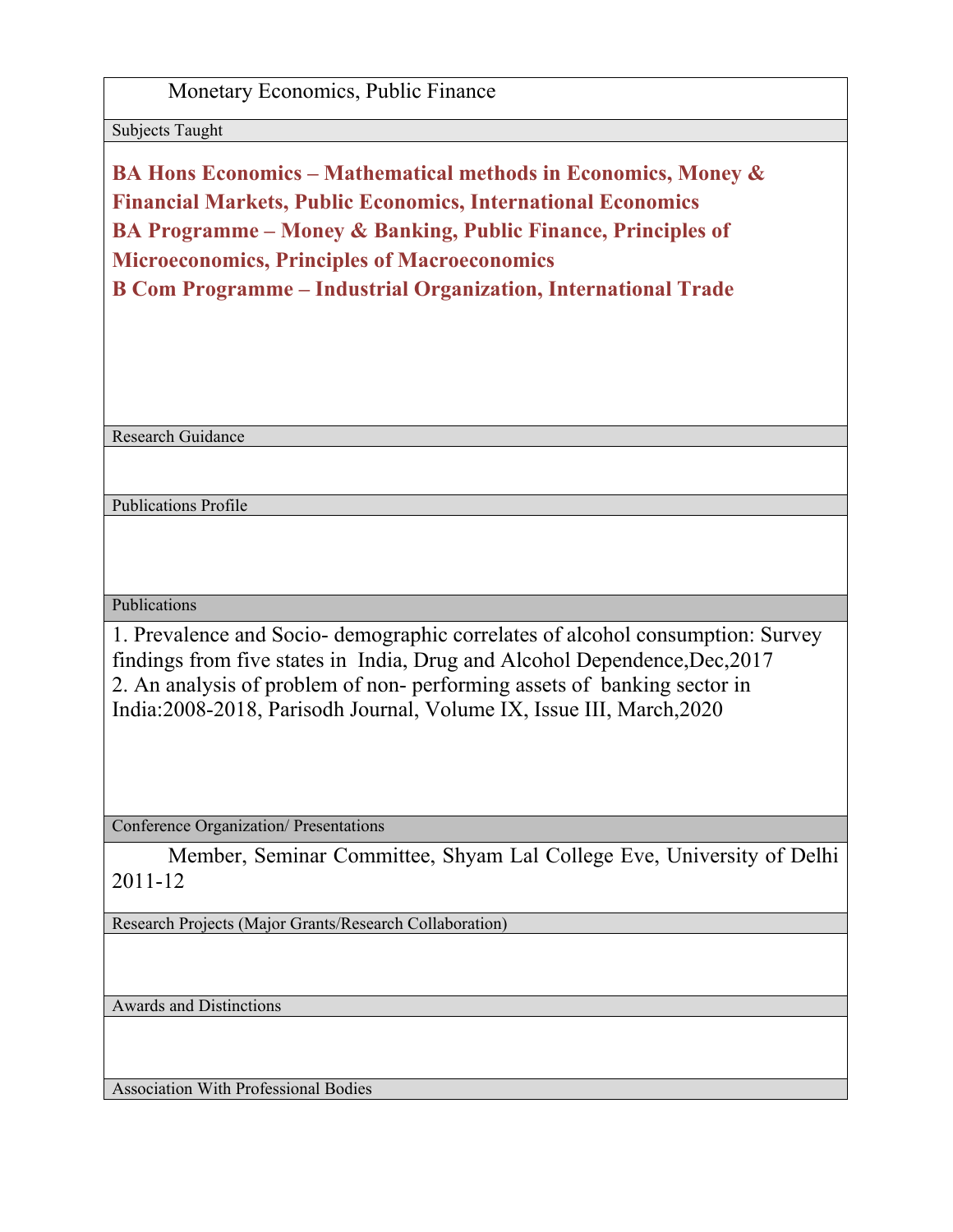Monetary Economics, Public Finance

## Subjects Taught

**BA Hons Economics – Mathematical methods in Economics, Money & Financial Markets, Public Economics, International Economics**
**BA Programme – Money & Banking, Public Finance, Principles of Microeconomics, Principles of Macroeconomics**
**B Com Programme – Industrial Organization, International Trade**

## Research Guidance

## Publications Profile

## Publications

1. Prevalence and Socio- demographic correlates of alcohol consumption: Survey findings from five states in India, Drug and Alcohol Dependence,Dec,2017
2. An analysis of problem of non- performing assets of banking sector in India:2008-2018, Parisodh Journal, Volume IX, Issue III, March,2020

## Conference Organization/ Presentations

Member, Seminar Committee, Shyam Lal College Eve, University of Delhi 2011-12

## Research Projects (Major Grants/Research Collaboration)

## Awards and Distinctions

## Association With Professional Bodies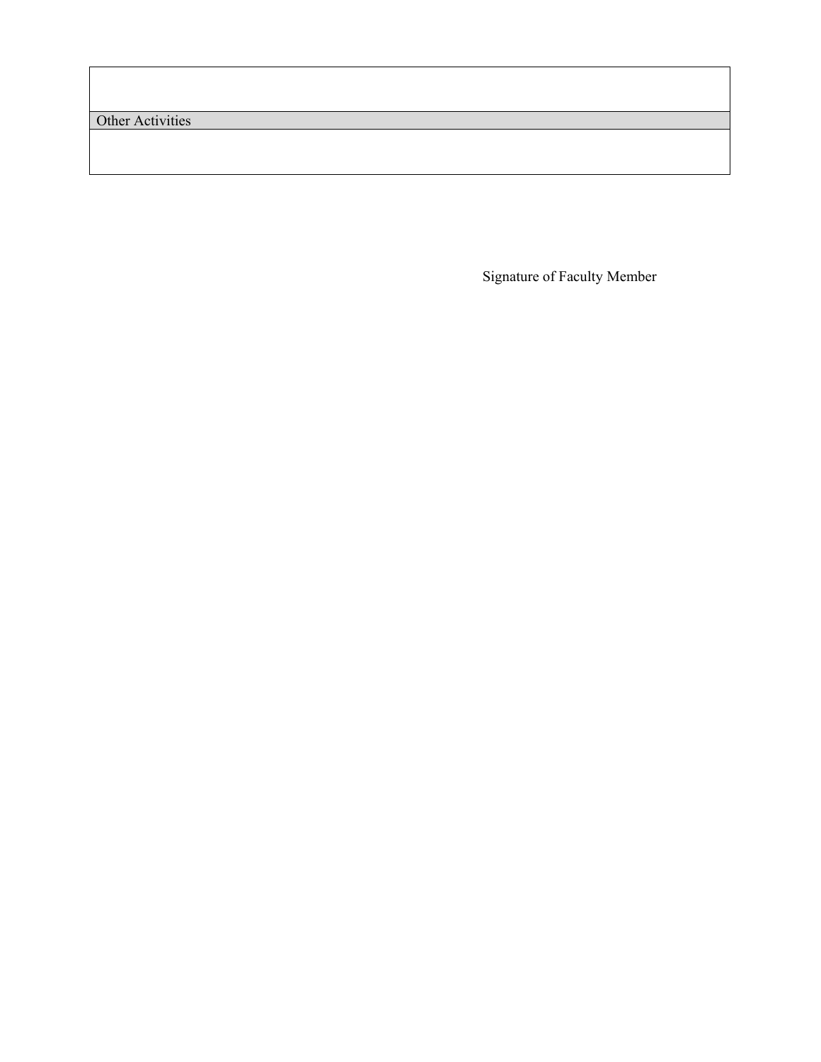| |
|---|
| |
| Other Activities |
| |

Signature of Faculty Member